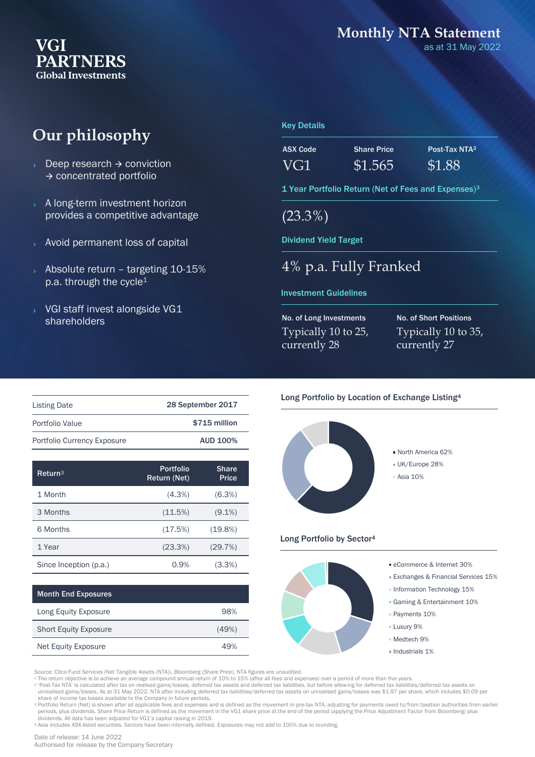# VGI PARTNERS Global Investments

## Monthly NTA Statement

as at 31 May 2022

## Our philosophy

- Deep research → conviction → concentrated portfolio
- A long-term investment horizon provides a competitive advantage
- Avoid permanent loss of capital
- Absolute return – targeting 10-15% p.a. through the cycle[1]
- VGI staff invest alongside VG1 shareholders

### Key Details

| ASX Code | Share Price | Post-Tax NTA[2] |
|---|---|---|
| VG1 | $1.565 | $1.88 |

### 1 Year Portfolio Return (Net of Fees and Expenses)[3]

(23.3%)

### Dividend Yield Target

4% p.a. Fully Franked

### Investment Guidelines

| No. of Long Investments | No. of Short Positions |
|---|---|
| Typically 10 to 25, currently 28 | Typically 10 to 35, currently 27 |

| | |
|---|---|
| Listing Date | 28 September 2017 |
| Portfolio Value | $715 million |
| Portfolio Currency Exposure | AUD 100% |

| Return[3] | Portfolio Return (Net) | Share Price |
|---|---|---|
| 1 Month | (4.3%) | (6.3%) |
| 3 Months | (11.5%) | (9.1%) |
| 6 Months | (17.5%) | (19.8%) |
| 1 Year | (23.3%) | (29.7%) |
| Since Inception (p.a.) | 0.9% | (3.3%) |

| Month End Exposures | |
|---|---|
| Long Equity Exposure | 98% |
| Short Equity Exposure | (49%) |
| Net Equity Exposure | 49% |

### Long Portfolio by Location of Exchange Listing[4]

- North America 62%
- UK/Europe 28%
- Asia 10%

### Long Portfolio by Sector[4]

- eCommerce & Internet 30%
- Exchanges & Financial Services 15%
- Information Technology 15%
- Gaming & Entertainment 10%
- Payments 10%
- Luxury 9%
- Medtech 9%
- Industrials 1%

Source: Citco Fund Services (Net Tangible Assets (NTA)), Bloomberg (Share Price). NTA figures are unaudited.

[1] The return objective is to achieve an average compound annual return of 10% to 15% (after all fees and expenses) over a period of more than five years.

[2] 'Post-Tax NTA' is calculated after tax on realised gains/losses, deferred tax assets and deferred tax liabilities, but before allowing for deferred tax liabilities/deferred tax assets on unrealised gains/losses. As at 31 May 2022, NTA after including deferred tax liabilities/deferred tax assets on unrealised gains/losses was $1.97 per share, which includes $0.09 per share of income tax losses available to the Company in future periods.

[3] Portfolio Return (Net) is shown after all applicable fees and expenses and is defined as the movement in pre-tax NTA, adjusting for payments owed to/from taxation authorities from earlier periods, plus dividends. Share Price Return is defined as the movement in the VG1 share price at the end of the period (applying the Price Adjustment Factor from Bloomberg) plus dividends. All data has been adjusted for VG1's capital raising in 2019.

[4] Asia includes ASX-listed securities. Sectors have been internally defined. Exposures may not add to 100% due to rounding.

Date of release: 14 June 2022

Authorised for release by the Company Secretary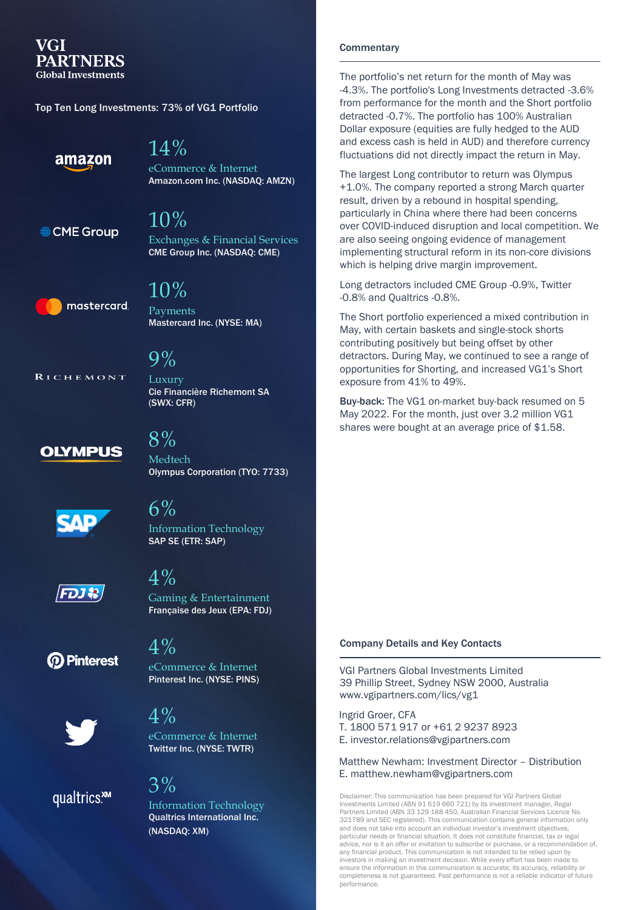VGI PARTNERS
Global Investments

## Top Ten Long Investments: 73% of VG1 Portfolio

**14%**
eCommerce & Internet
Amazon.com Inc. (NASDAQ: AMZN)

**10%**
Exchanges & Financial Services
CME Group Inc. (NASDAQ: CME)

**10%**
Payments
Mastercard Inc. (NYSE: MA)

**9%**
Luxury
Cie Financière Richemont SA (SWX: CFR)

**8%**
Medtech
Olympus Corporation (TYO: 7733)

**6%**
Information Technology
SAP SE (ETR: SAP)

**4%**
Gaming & Entertainment
Française des Jeux (EPA: FDJ)

**4%**
eCommerce & Internet
Pinterest Inc. (NYSE: PINS)

**4%**
eCommerce & Internet
Twitter Inc. (NYSE: TWTR)

**3%**
Information Technology
Qualtrics International Inc. (NASDAQ: XM)

## Commentary

The portfolio's net return for the month of May was -4.3%. The portfolio's Long Investments detracted -3.6% from performance for the month and the Short portfolio detracted -0.7%. The portfolio has 100% Australian Dollar exposure (equities are fully hedged to the AUD and excess cash is held in AUD) and therefore currency fluctuations did not directly impact the return in May.

The largest Long contributor to return was Olympus +1.0%. The company reported a strong March quarter result, driven by a rebound in hospital spending, particularly in China where there had been concerns over COVID-induced disruption and local competition. We are also seeing ongoing evidence of management implementing structural reform in its non-core divisions which is helping drive margin improvement.

Long detractors included CME Group -0.9%, Twitter -0.8% and Qualtrics -0.8%.

The Short portfolio experienced a mixed contribution in May, with certain baskets and single-stock shorts contributing positively but being offset by other detractors. During May, we continued to see a range of opportunities for Shorting, and increased VG1's Short exposure from 41% to 49%.

**Buy-back:** The VG1 on-market buy-back resumed on 5 May 2022. For the month, just over 3.2 million VG1 shares were bought at an average price of $1.58.

## Company Details and Key Contacts

VGI Partners Global Investments Limited
39 Phillip Street, Sydney NSW 2000, Australia
www.vgipartners.com/lics/vg1

Ingrid Groer, CFA
T. 1800 571 917 or +61 2 9237 8923
E. investor.relations@vgipartners.com

Matthew Newham: Investment Director – Distribution
E. matthew.newham@vgipartners.com

Disclaimer: This communication has been prepared for VGI Partners Global Investments Limited (ABN 91 619 660 721) by its investment manager, Regal Partners Limited (ABN 33 129 188 450, Australian Financial Services Licence No. 321789 and SEC registered). This communication contains general information only and does not take into account an individual investor's investment objectives, particular needs or financial situation. It does not constitute financial, tax or legal advice, nor is it an offer or invitation to subscribe or purchase, or a recommendation of, any financial product. This communication is not intended to be relied upon by investors in making an investment decision. While every effort has been made to ensure the information in this communication is accurate; its accuracy, reliability or completeness is not guaranteed. Past performance is not a reliable indicator of future performance.